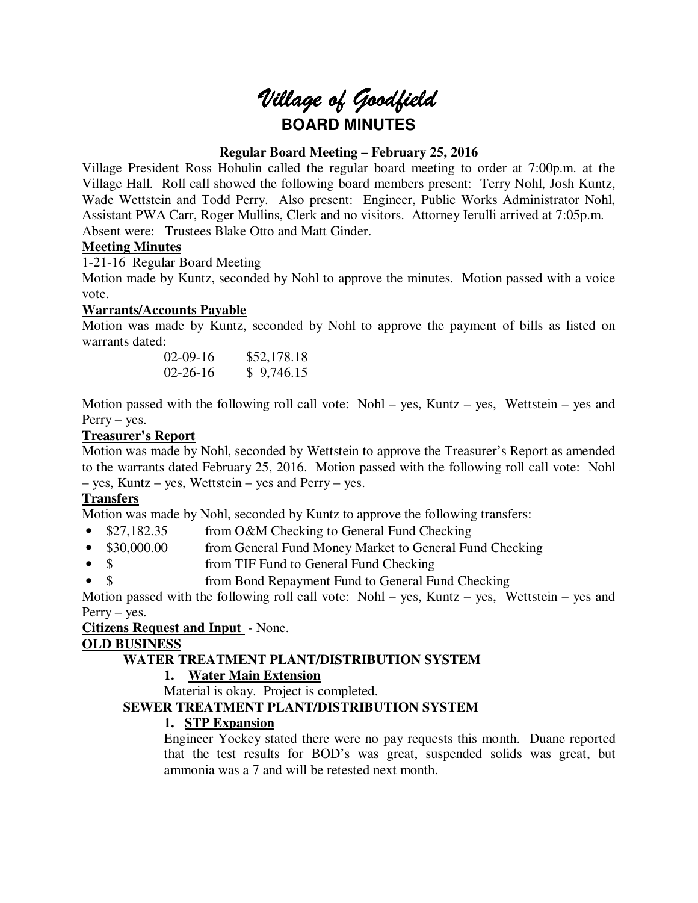# *Village of Goodfield*

## BOARD MINUTES

**Regular Board Meeting – February 25, 2016**

Village President Ross Hohulin called the regular board meeting to order at 7:00p.m. at the Village Hall. Roll call showed the following board members present: Terry Nohl, Josh Kuntz, Wade Wettstein and Todd Perry. Also present: Engineer, Public Works Administrator Nohl, Assistant PWA Carr, Roger Mullins, Clerk and no visitors. Attorney Ierulli arrived at 7:05p.m. Absent were: Trustees Blake Otto and Matt Ginder.

**Meeting Minutes**

1-21-16 Regular Board Meeting

Motion made by Kuntz, seconded by Nohl to approve the minutes. Motion passed with a voice vote.

**Warrants/Accounts Payable**

Motion was made by Kuntz, seconded by Nohl to approve the payment of bills as listed on warrants dated:

| | |
|---|---|
| 02-09-16 | $52,178.18 |
| 02-26-16 | $ 9,746.15 |

Motion passed with the following roll call vote: Nohl – yes, Kuntz – yes, Wettstein – yes and Perry – yes.

**Treasurer's Report**

Motion was made by Nohl, seconded by Wettstein to approve the Treasurer's Report as amended to the warrants dated February 25, 2016. Motion passed with the following roll call vote: Nohl – yes, Kuntz – yes, Wettstein – yes and Perry – yes.

**Transfers**

Motion was made by Nohl, seconded by Kuntz to approve the following transfers:

- $27,182.35 from O&M Checking to General Fund Checking
- $30,000.00 from General Fund Money Market to General Fund Checking
- $ from TIF Fund to General Fund Checking
- $ from Bond Repayment Fund to General Fund Checking

Motion passed with the following roll call vote: Nohl – yes, Kuntz – yes, Wettstein – yes and Perry – yes.

**Citizens Request and Input** - None.

**OLD BUSINESS**

**WATER TREATMENT PLANT/DISTRIBUTION SYSTEM**

1. **Water Main Extension**

Material is okay. Project is completed.

**SEWER TREATMENT PLANT/DISTRIBUTION SYSTEM**

1. **STP Expansion**

Engineer Yockey stated there were no pay requests this month. Duane reported that the test results for BOD's was great, suspended solids was great, but ammonia was a 7 and will be retested next month.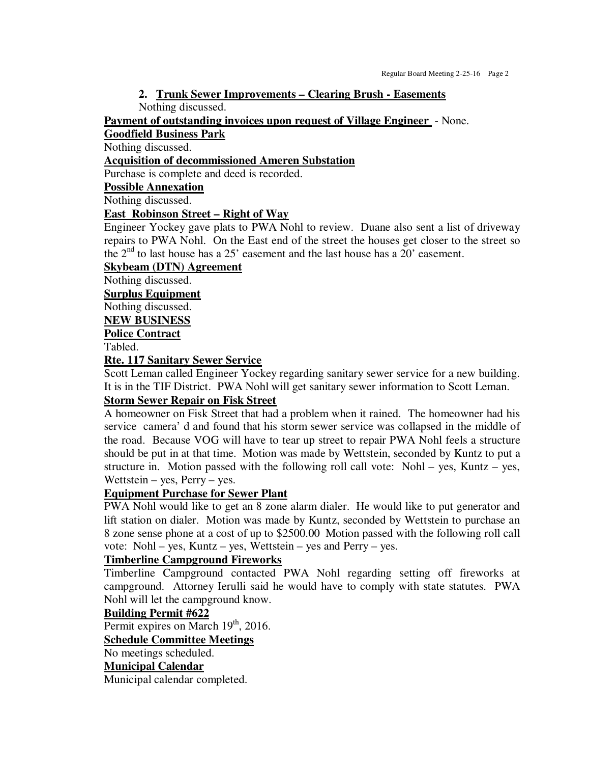2. **Trunk Sewer Improvements – Clearing Brush - Easements**

   Nothing discussed.

**Payment of outstanding invoices upon request of Village Engineer** - None.

**Goodfield Business Park**

Nothing discussed.

**Acquisition of decommissioned Ameren Substation**

Purchase is complete and deed is recorded.

**Possible Annexation**

Nothing discussed.

**East Robinson Street – Right of Way**

Engineer Yockey gave plats to PWA Nohl to review. Duane also sent a list of driveway repairs to PWA Nohl. On the East end of the street the houses get closer to the street so the 2nd to last house has a 25' easement and the last house has a 20' easement.

**Skybeam (DTN) Agreement**

Nothing discussed.

**Surplus Equipment**

Nothing discussed.

**NEW BUSINESS**

**Police Contract**

Tabled.

**Rte. 117 Sanitary Sewer Service**

Scott Leman called Engineer Yockey regarding sanitary sewer service for a new building. It is in the TIF District. PWA Nohl will get sanitary sewer information to Scott Leman.

**Storm Sewer Repair on Fisk Street**

A homeowner on Fisk Street that had a problem when it rained. The homeowner had his service camera' d and found that his storm sewer service was collapsed in the middle of the road. Because VOG will have to tear up street to repair PWA Nohl feels a structure should be put in at that time. Motion was made by Wettstein, seconded by Kuntz to put a structure in. Motion passed with the following roll call vote: Nohl – yes, Kuntz – yes, Wettstein – yes, Perry – yes.

**Equipment Purchase for Sewer Plant**

PWA Nohl would like to get an 8 zone alarm dialer. He would like to put generator and lift station on dialer. Motion was made by Kuntz, seconded by Wettstein to purchase an 8 zone sense phone at a cost of up to $2500.00 Motion passed with the following roll call vote: Nohl – yes, Kuntz – yes, Wettstein – yes and Perry – yes.

**Timberline Campground Fireworks**

Timberline Campground contacted PWA Nohl regarding setting off fireworks at campground. Attorney Ierulli said he would have to comply with state statutes. PWA Nohl will let the campground know.

**Building Permit #622**

Permit expires on March 19th, 2016.

**Schedule Committee Meetings**

No meetings scheduled.

**Municipal Calendar**

Municipal calendar completed.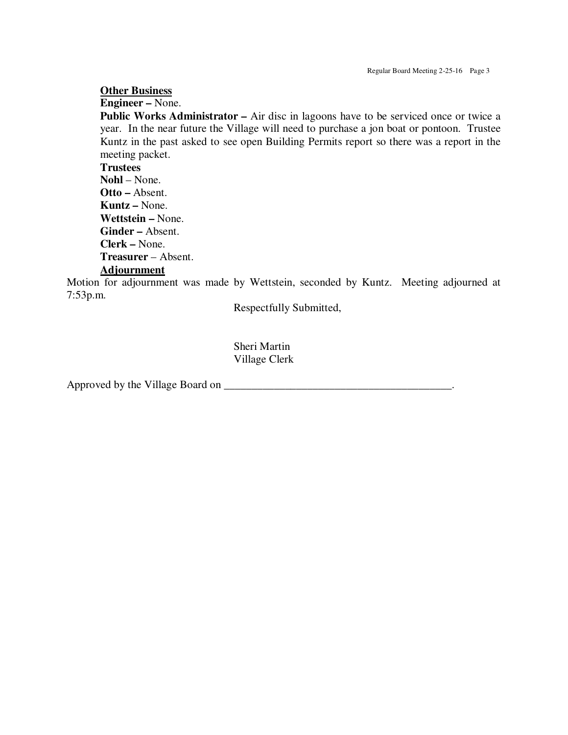**Other Business**

**Engineer –** None.

**Public Works Administrator –** Air disc in lagoons have to be serviced once or twice a year. In the near future the Village will need to purchase a jon boat or pontoon. Trustee Kuntz in the past asked to see open Building Permits report so there was a report in the meeting packet.

**Trustees**

**Nohl** – None.

**Otto –** Absent.

**Kuntz –** None.

**Wettstein –** None.

**Ginder –** Absent.

**Clerk –** None.

**Treasurer** – Absent.

**Adjournment**

Motion for adjournment was made by Wettstein, seconded by Kuntz. Meeting adjourned at 7:53p.m.

Respectfully Submitted,

Sheri Martin
Village Clerk

Approved by the Village Board on ________________________________________.